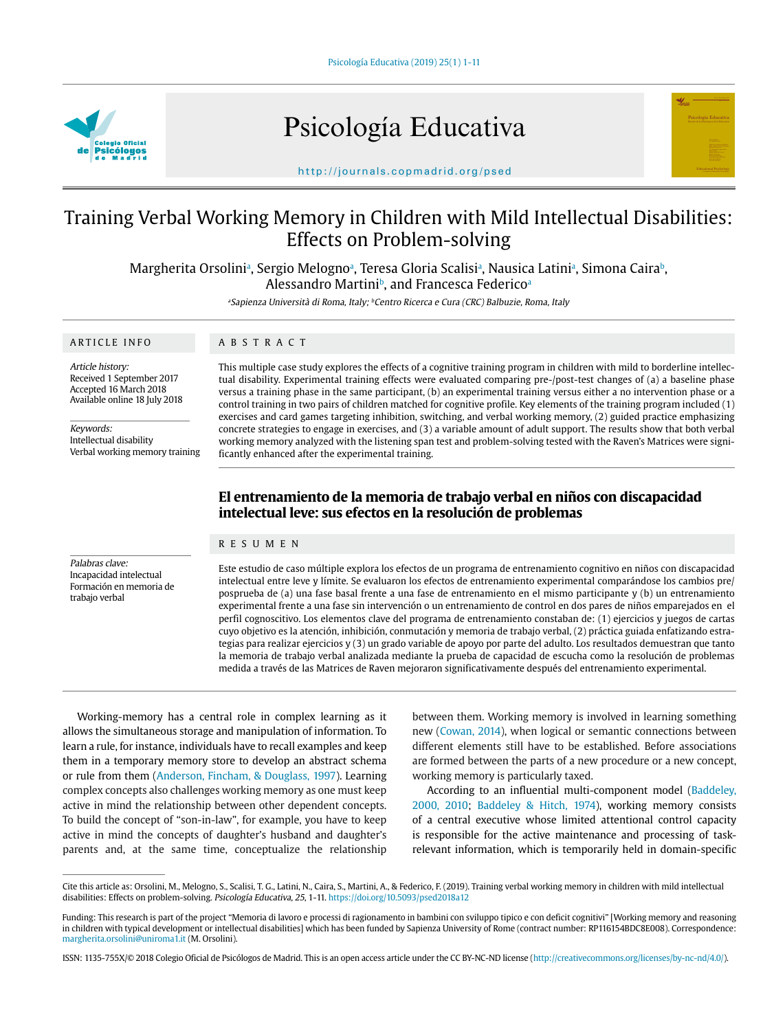# Training Verbal Working Memory in Children with Mild Intellectual Disabilities: Effects on Problem-solving

Margherita Orsolini[a], Sergio Melogno[a], Teresa Gloria Scalisi[a], Nausica Latini[a], Simona Caira[b], Alessandro Martini[b], and Francesca Federico[a]

[a]Sapienza Università di Roma, Italy; [b]Centro Ricerca e Cura (CRC) Balbuzie, Roma, Italy

## ARTICLE INFO

*Article history:*
Received 1 September 2017
Accepted 16 March 2018
Available online 18 July 2018

*Keywords:*
Intellectual disability
Verbal working memory training

## ABSTRACT

This multiple case study explores the effects of a cognitive training program in children with mild to borderline intellectual disability. Experimental training effects were evaluated comparing pre-/post-test changes of (a) a baseline phase versus a training phase in the same participant, (b) an experimental training versus either a no intervention phase or a control training in two pairs of children matched for cognitive profile. Key elements of the training program included (1) exercises and card games targeting inhibition, switching, and verbal working memory, (2) guided practice emphasizing concrete strategies to engage in exercises, and (3) a variable amount of adult support. The results show that both verbal working memory analyzed with the listening span test and problem-solving tested with the Raven's Matrices were significantly enhanced after the experimental training.

## El entrenamiento de la memoria de trabajo verbal en niños con discapacidad intelectual leve: sus efectos en la resolución de problemas

*Palabras clave:*
Incapacidad intelectual
Formación en memoria de trabajo verbal

## RESUMEN

Este estudio de caso múltiple explora los efectos de un programa de entrenamiento cognitivo en niños con discapacidad intelectual entre leve y límite. Se evaluaron los efectos de entrenamiento experimental comparándose los cambios pre/posprueba de (a) una fase basal frente a una fase de entrenamiento en el mismo participante y (b) un entrenamiento experimental frente a una fase sin intervención o un entrenamiento de control en dos pares de niños emparejados en el perfil cognoscitivo. Los elementos clave del programa de entrenamiento constaban de: (1) ejercicios y juegos de cartas cuyo objetivo es la atención, inhibición, conmutación y memoria de trabajo verbal, (2) práctica guiada enfatizando estrategias para realizar ejercicios y (3) un grado variable de apoyo por parte del adulto. Los resultados demuestran que tanto la memoria de trabajo verbal analizada mediante la prueba de capacidad de escucha como la resolución de problemas medida a través de las Matrices de Raven mejoraron significativamente después del entrenamiento experimental.

Working-memory has a central role in complex learning as it allows the simultaneous storage and manipulation of information. To learn a rule, for instance, individuals have to recall examples and keep them in a temporary memory store to develop an abstract schema or rule from them (Anderson, Fincham, & Douglass, 1997). Learning complex concepts also challenges working memory as one must keep active in mind the relationship between other dependent concepts. To build the concept of "son-in-law", for example, you have to keep active in mind the concepts of daughter's husband and daughter's parents and, at the same time, conceptualize the relationship between them. Working memory is involved in learning something new (Cowan, 2014), when logical or semantic connections between different elements still have to be established. Before associations are formed between the parts of a new procedure or a new concept, working memory is particularly taxed.

According to an influential multi-component model (Baddeley, 2000, 2010; Baddeley & Hitch, 1974), working memory consists of a central executive whose limited attentional control capacity is responsible for the active maintenance and processing of task-relevant information, which is temporarily held in domain-specific

---

Cite this article as: Orsolini, M., Melogno, S., Scalisi, T. G., Latini, N., Caira, S., Martini, A., & Federico, F. (2019). Training verbal working memory in children with mild intellectual disabilities: Effects on problem-solving. *Psicología Educativa, 25*, 1-11. https://doi.org/10.5093/psed2018a12

Funding: This research is part of the project "Memoria di lavoro e processi di ragionamento in bambini con sviluppo tipico e con deficit cognitivi" [Working memory and reasoning in children with typical development or intellectual disabilities] which has been funded by Sapienza University of Rome (contract number: RP116154BDC8E008). Correspondence: margherita.orsolini@uniroma1.it (M. Orsolini).

ISSN: 1135-755X/© 2018 Colegio Oficial de Psicólogos de Madrid. This is an open access article under the CC BY-NC-ND license (http://creativecommons.org/licenses/by-nc-nd/4.0/).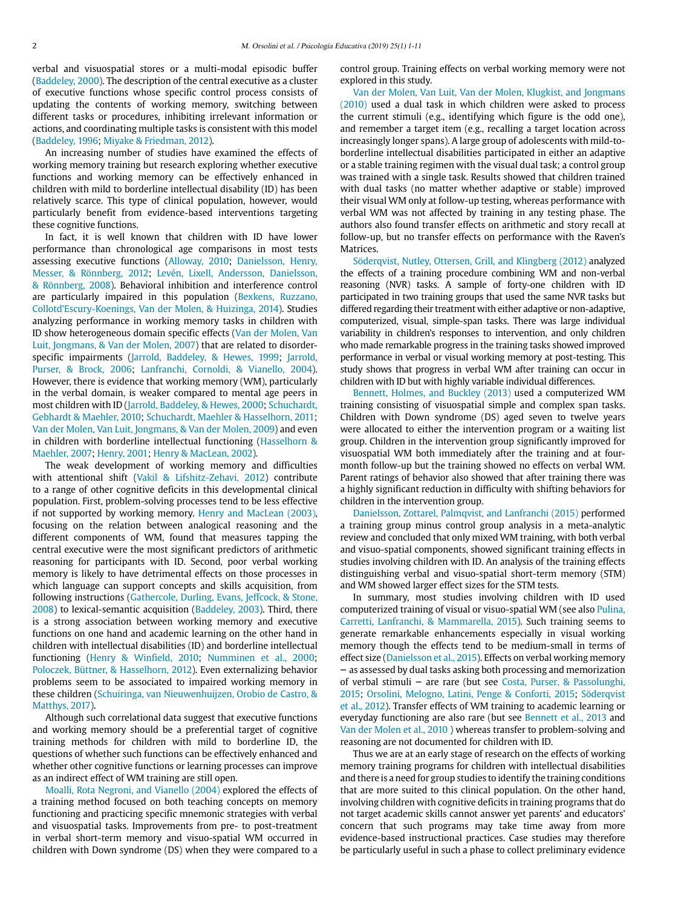verbal and visuospatial stores or a multi-modal episodic buffer (Baddeley, 2000). The description of the central executive as a cluster of executive functions whose specific control process consists of updating the contents of working memory, switching between different tasks or procedures, inhibiting irrelevant information or actions, and coordinating multiple tasks is consistent with this model (Baddeley, 1996; Miyake & Friedman, 2012).

An increasing number of studies have examined the effects of working memory training but research exploring whether executive functions and working memory can be effectively enhanced in children with mild to borderline intellectual disability (ID) has been relatively scarce. This type of clinical population, however, would particularly benefit from evidence-based interventions targeting these cognitive functions.

In fact, it is well known that children with ID have lower performance than chronological age comparisons in most tests assessing executive functions (Alloway, 2010; Danielsson, Henry, Messer, & Rönnberg, 2012; Levén, Lixell, Andersson, Danielsson, & Rönnberg, 2008). Behavioral inhibition and interference control are particularly impaired in this population (Bexkens, Ruzzano, Collotd'Escury-Koenings, Van der Molen, & Huizinga, 2014). Studies analyzing performance in working memory tasks in children with ID show heterogeneous domain specific effects (Van der Molen, Van Luit, Jongmans, & Van der Molen, 2007) that are related to disorder-specific impairments (Jarrold, Baddeley, & Hewes, 1999; Jarrold, Purser, & Brock, 2006; Lanfranchi, Cornoldi, & Vianello, 2004). However, there is evidence that working memory (WM), particularly in the verbal domain, is weaker compared to mental age peers in most children with ID (Jarrold, Baddeley, & Hewes, 2000; Schuchardt, Gebhardt & Maehler, 2010; Schuchardt, Maehler & Hasselhorn, 2011; Van der Molen, Van Luit, Jongmans, & Van der Molen, 2009) and even in children with borderline intellectual functioning (Hasselhorn & Maehler, 2007; Henry, 2001; Henry & MacLean, 2002).

The weak development of working memory and difficulties with attentional shift (Vakil & Lifshitz-Zehavi, 2012) contribute to a range of other cognitive deficits in this developmental clinical population. First, problem-solving processes tend to be less effective if not supported by working memory. Henry and MacLean (2003), focusing on the relation between analogical reasoning and the different components of WM, found that measures tapping the central executive were the most significant predictors of arithmetic reasoning for participants with ID. Second, poor verbal working memory is likely to have detrimental effects on those processes in which language can support concepts and skills acquisition, from following instructions (Gathercole, Durling, Evans, Jeffcock, & Stone, 2008) to lexical-semantic acquisition (Baddeley, 2003). Third, there is a strong association between working memory and executive functions on one hand and academic learning on the other hand in children with intellectual disabilities (ID) and borderline intellectual functioning (Henry & Winfield, 2010; Numminen et al., 2000; Poloczek, Büttner, & Hasselhorn, 2012). Even externalizing behavior problems seem to be associated to impaired working memory in these children (Schuiringa, van Nieuwenhuijzen, Orobio de Castro, & Matthys, 2017).

Although such correlational data suggest that executive functions and working memory should be a preferential target of cognitive training methods for children with mild to borderline ID, the questions of whether such functions can be effectively enhanced and whether other cognitive functions or learning processes can improve as an indirect effect of WM training are still open.

Moalli, Rota Negroni, and Vianello (2004) explored the effects of a training method focused on both teaching concepts on memory functioning and practicing specific mnemonic strategies with verbal and visuospatial tasks. Improvements from pre- to post-treatment in verbal short-term memory and visuo-spatial WM occurred in children with Down syndrome (DS) when they were compared to a control group. Training effects on verbal working memory were not explored in this study.

Van der Molen, Van Luit, Van der Molen, Klugkist, and Jongmans (2010) used a dual task in which children were asked to process the current stimuli (e.g., identifying which figure is the odd one), and remember a target item (e.g., recalling a target location across increasingly longer spans). A large group of adolescents with mild-to-borderline intellectual disabilities participated in either an adaptive or a stable training regimen with the visual dual task; a control group was trained with a single task. Results showed that children trained with dual tasks (no matter whether adaptive or stable) improved their visual WM only at follow-up testing, whereas performance with verbal WM was not affected by training in any testing phase. The authors also found transfer effects on arithmetic and story recall at follow-up, but no transfer effects on performance with the Raven's Matrices.

Söderqvist, Nutley, Ottersen, Grill, and Klingberg (2012) analyzed the effects of a training procedure combining WM and non-verbal reasoning (NVR) tasks. A sample of forty-one children with ID participated in two training groups that used the same NVR tasks but differed regarding their treatment with either adaptive or non-adaptive, computerized, visual, simple-span tasks. There was large individual variability in children's responses to intervention, and only children who made remarkable progress in the training tasks showed improved performance in verbal or visual working memory at post-testing. This study shows that progress in verbal WM after training can occur in children with ID but with highly variable individual differences.

Bennett, Holmes, and Buckley (2013) used a computerized WM training consisting of visuospatial simple and complex span tasks. Children with Down syndrome (DS) aged seven to twelve years were allocated to either the intervention program or a waiting list group. Children in the intervention group significantly improved for visuospatial WM both immediately after the training and at four-month follow-up but the training showed no effects on verbal WM. Parent ratings of behavior also showed that after training there was a highly significant reduction in difficulty with shifting behaviors for children in the intervention group.

Danielsson, Zottarel, Palmqvist, and Lanfranchi (2015) performed a training group minus control group analysis in a meta-analytic review and concluded that only mixed WM training, with both verbal and visuo-spatial components, showed significant training effects in studies involving children with ID. An analysis of the training effects distinguishing verbal and visuo-spatial short-term memory (STM) and WM showed larger effect sizes for the STM tests.

In summary, most studies involving children with ID used computerized training of visual or visuo-spatial WM (see also Pulina, Carretti, Lanfranchi, & Mammarella, 2015). Such training seems to generate remarkable enhancements especially in visual working memory though the effects tend to be medium-small in terms of effect size (Danielsson et al., 2015). Effects on verbal working memory – as assessed by dual tasks asking both processing and memorization of verbal stimuli – are rare (but see Costa, Purser, & Passolunghi, 2015; Orsolini, Melogno, Latini, Penge & Conforti, 2015; Söderqvist et al., 2012). Transfer effects of WM training to academic learning or everyday functioning are also rare (but see Bennett et al., 2013 and Van der Molen et al., 2010 ) whereas transfer to problem-solving and reasoning are not documented for children with ID.

Thus we are at an early stage of research on the effects of working memory training programs for children with intellectual disabilities and there is a need for group studies to identify the training conditions that are more suited to this clinical population. On the other hand, involving children with cognitive deficits in training programs that do not target academic skills cannot answer yet parents' and educators' concern that such programs may take time away from more evidence-based instructional practices. Case studies may therefore be particularly useful in such a phase to collect preliminary evidence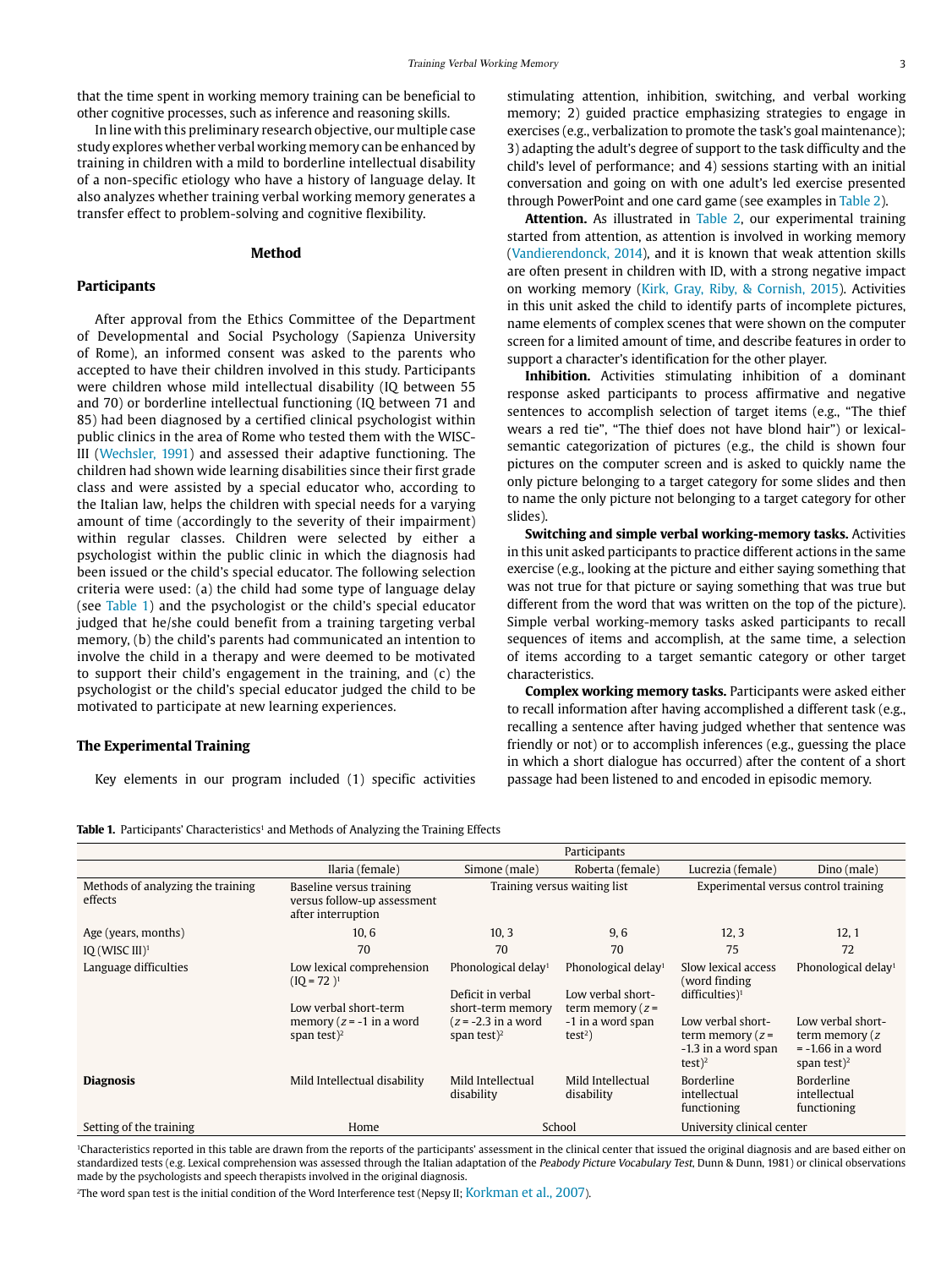that the time spent in working memory training can be beneficial to other cognitive processes, such as inference and reasoning skills.

In line with this preliminary research objective, our multiple case study explores whether verbal working memory can be enhanced by training in children with a mild to borderline intellectual disability of a non-specific etiology who have a history of language delay. It also analyzes whether training verbal working memory generates a transfer effect to problem-solving and cognitive flexibility.

## Method

### Participants

After approval from the Ethics Committee of the Department of Developmental and Social Psychology (Sapienza University of Rome), an informed consent was asked to the parents who accepted to have their children involved in this study. Participants were children whose mild intellectual disability (IQ between 55 and 70) or borderline intellectual functioning (IQ between 71 and 85) had been diagnosed by a certified clinical psychologist within public clinics in the area of Rome who tested them with the WISC-III (Wechsler, 1991) and assessed their adaptive functioning. The children had shown wide learning disabilities since their first grade class and were assisted by a special educator who, according to the Italian law, helps the children with special needs for a varying amount of time (accordingly to the severity of their impairment) within regular classes. Children were selected by either a psychologist within the public clinic in which the diagnosis had been issued or the child's special educator. The following selection criteria were used: (a) the child had some type of language delay (see Table 1) and the psychologist or the child's special educator judged that he/she could benefit from a training targeting verbal memory, (b) the child's parents had communicated an intention to involve the child in a therapy and were deemed to be motivated to support their child's engagement in the training, and (c) the psychologist or the child's special educator judged the child to be motivated to participate at new learning experiences.

### The Experimental Training

Key elements in our program included (1) specific activities stimulating attention, inhibition, switching, and verbal working memory; 2) guided practice emphasizing strategies to engage in exercises (e.g., verbalization to promote the task's goal maintenance); 3) adapting the adult's degree of support to the task difficulty and the child's level of performance; and 4) sessions starting with an initial conversation and going on with one adult's led exercise presented through PowerPoint and one card game (see examples in Table 2).

**Attention.** As illustrated in Table 2, our experimental training started from attention, as attention is involved in working memory (Vandierendonck, 2014), and it is known that weak attention skills are often present in children with ID, with a strong negative impact on working memory (Kirk, Gray, Riby, & Cornish, 2015). Activities in this unit asked the child to identify parts of incomplete pictures, name elements of complex scenes that were shown on the computer screen for a limited amount of time, and describe features in order to support a character's identification for the other player.

**Inhibition.** Activities stimulating inhibition of a dominant response asked participants to process affirmative and negative sentences to accomplish selection of target items (e.g., "The thief wears a red tie", "The thief does not have blond hair") or lexical-semantic categorization of pictures (e.g., the child is shown four pictures on the computer screen and is asked to quickly name the only picture belonging to a target category for some slides and then to name the only picture not belonging to a target category for other slides).

**Switching and simple verbal working-memory tasks.** Activities in this unit asked participants to practice different actions in the same exercise (e.g., looking at the picture and either saying something that was not true for that picture or saying something that was true but different from the word that was written on the top of the picture). Simple verbal working-memory tasks asked participants to recall sequences of items and accomplish, at the same time, a selection of items according to a target semantic category or other target characteristics.

**Complex working memory tasks.** Participants were asked either to recall information after having accomplished a different task (e.g., recalling a sentence after having judged whether that sentence was friendly or not) or to accomplish inferences (e.g., guessing the place in which a short dialogue has occurred) after the content of a short passage had been listened to and encoded in episodic memory.

**Table 1.** Participants' Characteristics[1] and Methods of Analyzing the Training Effects

| | Participants | | | | |
|---|---|---|---|---|---|
| | Ilaria (female) | Simone (male) | Roberta (female) | Lucrezia (female) | Dino (male) |
| Methods of analyzing the training effects | Baseline versus training versus follow-up assessment after interruption | Training versus waiting list | | Experimental versus control training | |
| Age (years, months) | 10, 6 | 10, 3 | 9, 6 | 12, 3 | 12, 1 |
| IQ (WISC III)[1] | 70 | 70 | 70 | 75 | 72 |
| Language difficulties | Low lexical comprehension (IQ = 72 )[1] Low verbal short-term memory ($z$ = -1 in a word span test)[2] | Phonological delay[1] Deficit in verbal short-term memory ($z$ = -2.3 in a word span test)[2] | Phonological delay[1] Low verbal short-term memory ($z$ = -1 in a word span test[2]) | Slow lexical access (word finding difficulties)[1] Low verbal short-term memory ($z$ = -1.3 in a word span test)[2] | Phonological delay[1] Low verbal short-term memory ($z$ = -1.66 in a word span test)[2] |
| **Diagnosis** | Mild Intellectual disability | Mild Intellectual disability | Mild Intellectual disability | Borderline intellectual functioning | Borderline intellectual functioning |
| Setting of the training | Home | School | | University clinical center | |

[1]Characteristics reported in this table are drawn from the reports of the participants' assessment in the clinical center that issued the original diagnosis and are based either on standardized tests (e.g. Lexical comprehension was assessed through the Italian adaptation of the *Peabody Picture Vocabulary Test*, Dunn & Dunn, 1981) or clinical observations made by the psychologists and speech therapists involved in the original diagnosis.

[2]The word span test is the initial condition of the Word Interference test (Nepsy II; Korkman et al., 2007).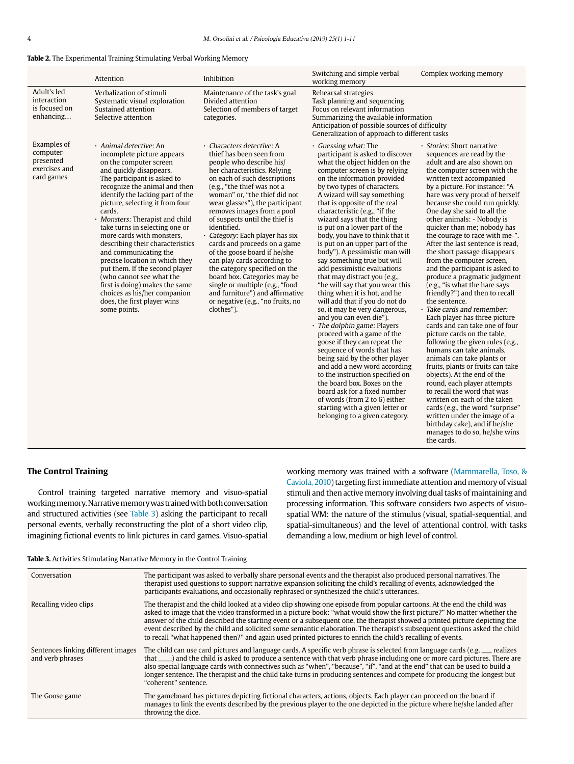**Table 2.** The Experimental Training Stimulating Verbal Working Memory

| | Attention | Inhibition | Switching and simple verbal working memory | Complex working memory |
|---|---|---|---|---|
| Adult's led interaction is focused on enhancing… | Verbalization of stimuli<br>Systematic visual exploration<br>Sustained attention<br>Selective attention | Maintenance of the task's goal<br>Divided attention<br>Selection of members of target categories. | Rehearsal strategies<br>Task planning and sequencing<br>Focus on relevant information<br>Summarizing the available information<br>Anticipation of possible sources of difficulty<br>Generalization of approach to different tasks | |
| Examples of computer-presented exercises and card games | • *Animal detective:* An incomplete picture appears on the computer screen and quickly disappears. The participant is asked to recognize the animal and then identify the lacking part of the picture, selecting it from four cards.<br>• *Monsters:* Therapist and child take turns in selecting one or more cards with monsters, describing their characteristics and communicating the precise location in which they put them. If the second player (who cannot see what the first is doing) makes the same choices as his/her companion does, the first player wins some points. | • *Characters detective:* A thief has been seen from people who describe his/her characteristics. Relying on each of such descriptions (e.g., "the thief was not a woman" or, "the thief did not wear glasses"), the participant removes images from a pool of suspects until the thief is identified.<br>• *Category:* Each player has six cards and proceeds on a game of the goose board if he/she can play cards according to the category specified on the board box. Categories may be single or multiple (e.g., "food and furniture") and affirmative or negative (e.g., "no fruits, no clothes"). | • *Guessing what:* The participant is asked to discover what the object hidden on the computer screen is by relying on the information provided by two types of characters. A wizard will say something that is opposite of the real characteristic (e.g., "if the wizard says that the thing is put on a lower part of the body, you have to think that it is put on an upper part of the body"). A pessimistic man will say something true but will add pessimistic evaluations that may distract you (e.g., "he will say that you wear this thing when it is hot, and he will add that if you do not do so, it may be very dangerous, and you can even die").<br>• *The dolphin game:* Players proceed with a game of the goose if they can repeat the sequence of words that has being said by the other player and add a new word according to the instruction specified on the board box. Boxes on the board ask for a fixed number of words (from 2 to 6) either starting with a given letter or belonging to a given category. | • *Stories:* Short narrative sequences are read by the adult and are also shown on the computer screen with the written text accompanied by a picture. For instance: "A hare was very proud of herself because she could run quickly. One day she said to all the other animals: - Nobody is quicker than me; nobody has the courage to race with me-". After the last sentence is read, the short passage disappears from the computer screen, and the participant is asked to produce a pragmatic judgment (e.g., "is what the hare says friendly?") and then to recall the sentence.<br>• *Take cards and remember:* Each player has three picture cards and can take one of four picture cards on the table, following the given rules (e.g., humans can take animals, animals can take plants or fruits, plants or fruits can take objects). At the end of the round, each player attempts to recall the word that was written on each of the taken cards (e.g., the word "surprise" written under the image of a birthday cake), and if he/she manages to do so, he/she wins the cards. |

## The Control Training

Control training targeted narrative memory and visuo-spatial working memory. Narrative memory was trained with both conversation and structured activities (see Table 3) asking the participant to recall personal events, verbally reconstructing the plot of a short video clip, imagining fictional events to link pictures in card games. Visuo-spatial working memory was trained with a software (Mammarella, Toso, & Caviola, 2010) targeting first immediate attention and memory of visual stimuli and then active memory involving dual tasks of maintaining and processing information. This software considers two aspects of visuo-spatial WM: the nature of the stimulus (visual, spatial-sequential, and spatial-simultaneous) and the level of attentional control, with tasks demanding a low, medium or high level of control.

**Table 3.** Activities Stimulating Narrative Memory in the Control Training

| | |
|---|---|
| Conversation | The participant was asked to verbally share personal events and the therapist also produced personal narratives. The therapist used questions to support narrative expansion soliciting the child's recalling of events, acknowledged the participants evaluations, and occasionally rephrased or synthesized the child's utterances. |
| Recalling video clips | The therapist and the child looked at a video clip showing one episode from popular cartoons. At the end the child was asked to image that the video transformed in a picture book: "what would show the first picture?" No matter whether the answer of the child described the starting event or a subsequent one, the therapist showed a printed picture depicting the event described by the child and solicited some semantic elaboration. The therapist's subsequent questions asked the child to recall "what happened then?" and again used printed pictures to enrich the child's recalling of events. |
| Sentences linking different images and verb phrases | The child can use card pictures and language cards. A specific verb phrase is selected from language cards (e.g. ___ realizes that ____) and the child is asked to produce a sentence with that verb phrase including one or more card pictures. There are also special language cards with connectives such as "when", "because", "if", "and at the end" that can be used to build a longer sentence. The therapist and the child take turns in producing sentences and compete for producing the longest but "coherent" sentence. |
| The Goose game | The gameboard has pictures depicting fictional characters, actions, objects. Each player can proceed on the board if manages to link the events described by the previous player to the one depicted in the picture where he/she landed after throwing the dice. |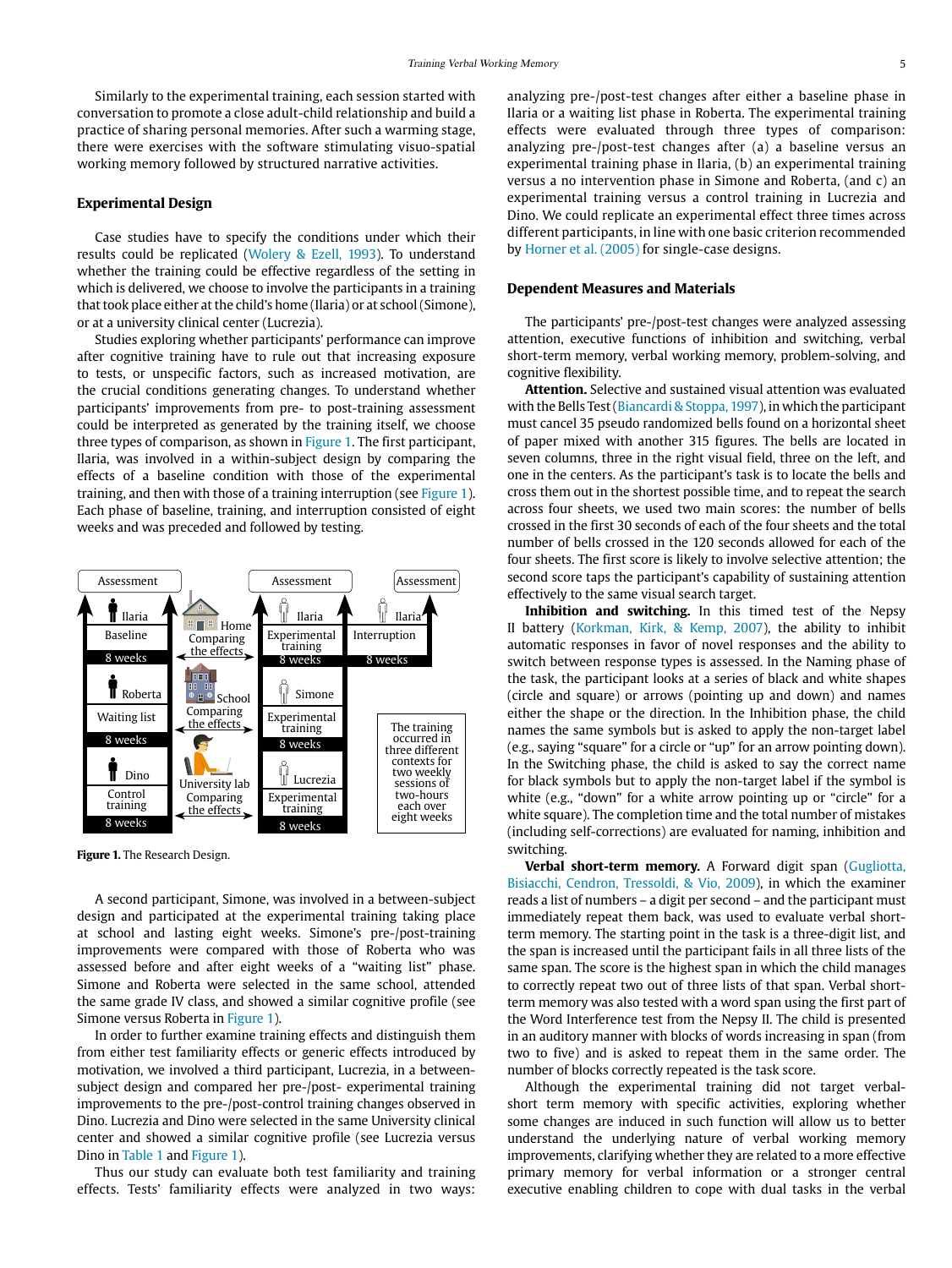Similarly to the experimental training, each session started with conversation to promote a close adult-child relationship and build a practice of sharing personal memories. After such a warming stage, there were exercises with the software stimulating visuo-spatial working memory followed by structured narrative activities.

### Experimental Design

Case studies have to specify the conditions under which their results could be replicated (Wolery & Ezell, 1993). To understand whether the training could be effective regardless of the setting in which is delivered, we chose to involve the participants in a training that took place either at the child's home (Ilaria) or at school (Simone), or at a university clinical center (Lucrezia).

Studies exploring whether participants' performance can improve after cognitive training have to rule out that increasing exposure to tests, or unspecific factors, such as increased motivation, are the crucial conditions generating changes. To understand whether participants' improvements from pre- to post-training assessment could be interpreted as generated by the training itself, we choose three types of comparison, as shown in Figure 1. The first participant, Ilaria, was involved in a within-subject design by comparing the effects of a baseline condition with those of the experimental training, and then with those of a training interruption (see Figure 1). Each phase of baseline, training, and interruption consisted of eight weeks and was preceded and followed by testing.

Assessment — Assessment — Assessment

Ilaria: Baseline (8 weeks) — Home: Comparing the effects — Ilaria: Experimental training (8 weeks) — Ilaria: Interruption (8 weeks)

Roberta: Waiting list (8 weeks) — School: Comparing the effects — Simone: Experimental training (8 weeks)

Dino: Control training (8 weeks) — University lab: Comparing the effects — Lucrezia: Experimental training (8 weeks)

The training occurred in three different contexts for two weekly sessions of two-hours each over eight weeks

**Figure 1.** The Research Design.

A second participant, Simone, was involved in a between-subject design and participated at the experimental training taking place at school and lasting eight weeks. Simone's pre-/post-training improvements were compared with those of Roberta who was assessed before and after eight weeks of a "waiting list" phase. Simone and Roberta were selected in the same school, attended the same grade IV class, and showed a similar cognitive profile (see Simone versus Roberta in Figure 1).

In order to further examine training effects and distinguish them from either test familiarity effects or generic effects introduced by motivation, we involved a third participant, Lucrezia, in a between-subject design and compared her pre-/post- experimental training improvements to the pre-/post-control training changes observed in Dino. Lucrezia and Dino were selected in the same University clinical center and showed a similar cognitive profile (see Lucrezia versus Dino in Table 1 and Figure 1).

Thus our study can evaluate both test familiarity and training effects. Tests' familiarity effects were analyzed in two ways: analyzing pre-/post-test changes after either a baseline phase in Ilaria or a waiting list phase in Roberta. The experimental training effects were evaluated through three types of comparison: analyzing pre-/post-test changes after (a) a baseline versus an experimental training phase in Ilaria, (b) an experimental training versus a no intervention phase in Simone and Roberta, (and c) an experimental training versus a control training in Lucrezia and Dino. We could replicate an experimental effect three times across different participants, in line with one basic criterion recommended by Horner et al. (2005) for single-case designs.

### Dependent Measures and Materials

The participants' pre-/post-test changes were analyzed assessing attention, executive functions of inhibition and switching, verbal short-term memory, verbal working memory, problem-solving, and cognitive flexibility.

**Attention.** Selective and sustained visual attention was evaluated with the Bells Test (Biancardi & Stoppa, 1997), in which the participant must cancel 35 pseudo randomized bells found on a horizontal sheet of paper mixed with another 315 figures. The bells are located in seven columns, three in the right visual field, three on the left, and one in the centers. As the participant's task is to locate the bells and cross them out in the shortest possible time, and to repeat the search across four sheets, we used two main scores: the number of bells crossed in the first 30 seconds of each of the four sheets and the total number of bells crossed in the 120 seconds allowed for each of the four sheets. The first score is likely to involve selective attention; the second score taps the participant's capability of sustaining attention effectively to the same visual search target.

**Inhibition and switching.** In this timed test of the Nepsy II battery (Korkman, Kirk, & Kemp, 2007), the ability to inhibit automatic responses in favor of novel responses and the ability to switch between response types is assessed. In the Naming phase of the task, the participant looks at a series of black and white shapes (circle and square) or arrows (pointing up and down) and names either the shape or the direction. In the Inhibition phase, the child names the same symbols but is asked to apply the non-target label (e.g., saying "square" for a circle or "up" for an arrow pointing down). In the Switching phase, the child is asked to say the correct name for black symbols but to apply the non-target label if the symbol is white (e.g., "down" for a white arrow pointing up or "circle" for a white square). The completion time and the total number of mistakes (including self-corrections) are evaluated for naming, inhibition and switching.

**Verbal short-term memory.** A Forward digit span (Gugliotta, Bisiacchi, Cendron, Tressoldi, & Vio, 2009), in which the examiner reads a list of numbers – a digit per second – and the participant must immediately repeat them back, was used to evaluate verbal short-term memory. The starting point in the task is a three-digit list, and the span is increased until the participant fails in all three lists of the same span. The score is the highest span in which the child manages to correctly repeat two out of three lists of that span. Verbal short-term memory was also tested with a word span using the first part of the Word Interference test from the Nepsy II. The child is presented in an auditory manner with blocks of words increasing in span (from two to five) and is asked to repeat them in the same order. The number of blocks correctly repeated is the task score.

Although the experimental training did not target verbal-short term memory with specific activities, exploring whether some changes are induced in such function will allow us to better understand the underlying nature of verbal working memory improvements, clarifying whether they are related to a more effective primary memory for verbal information or a stronger central executive enabling children to cope with dual tasks in the verbal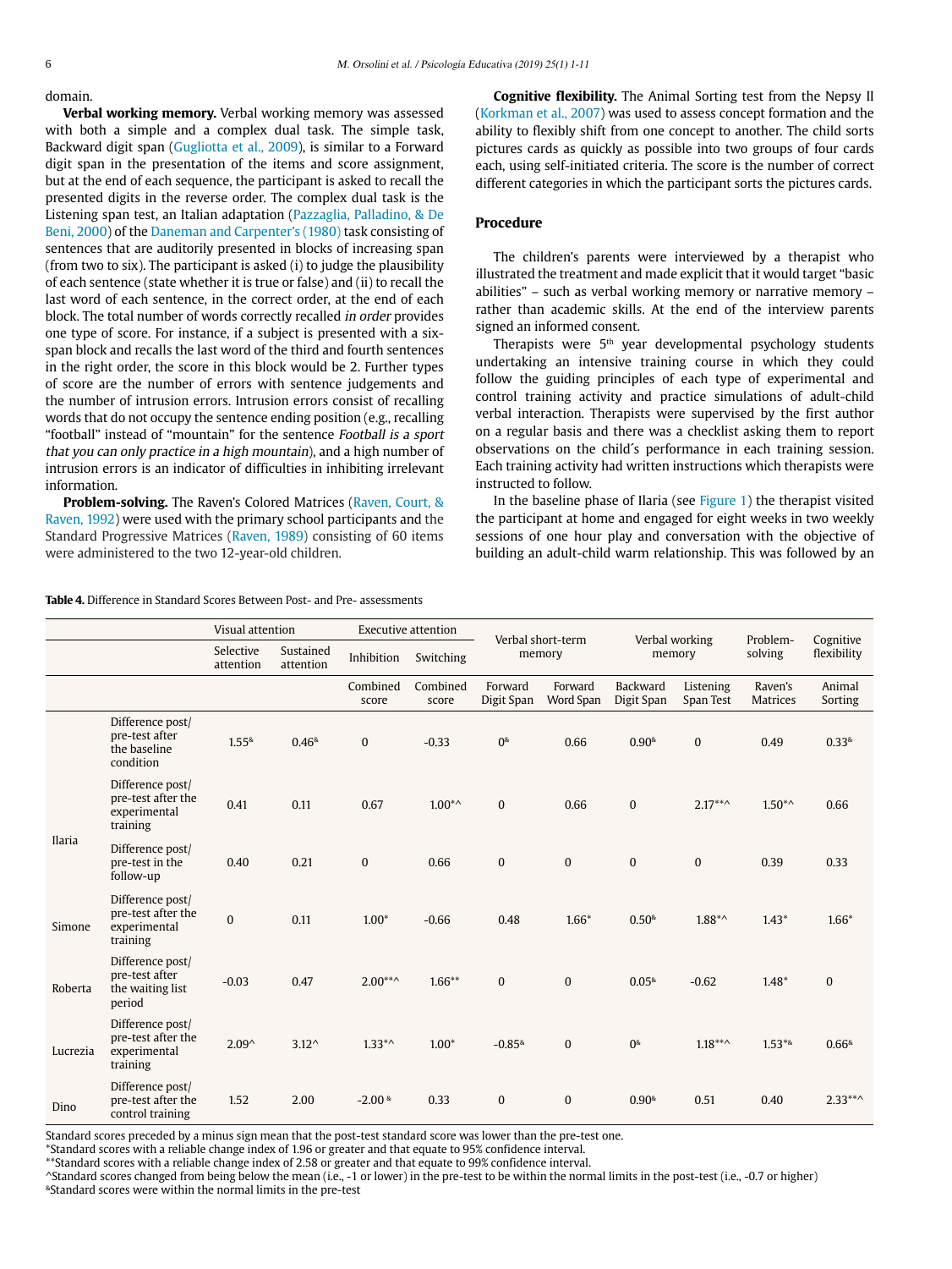domain.

**Verbal working memory.** Verbal working memory was assessed with both a simple and a complex dual task. The simple task, Backward digit span (Gugliotta et al., 2009), is similar to a Forward digit span in the presentation of the items and score assignment, but at the end of each sequence, the participant is asked to recall the presented digits in the reverse order. The complex dual task is the Listening span test, an Italian adaptation (Pazzaglia, Palladino, & De Beni, 2000) of the Daneman and Carpenter's (1980) task consisting of sentences that are auditorily presented in blocks of increasing span (from two to six). The participant is asked (i) to judge the plausibility of each sentence (state whether it is true or false) and (ii) to recall the last word of each sentence, in the correct order, at the end of each block. The total number of words correctly recalled *in order* provides one type of score. For instance, if a subject is presented with a six-span block and recalls the last word of the third and fourth sentences in the right order, the score in this block would be 2. Further types of score are the number of errors with sentence judgements and the number of intrusion errors. Intrusion errors consist of recalling words that do not occupy the sentence ending position (e.g., recalling "football" instead of "mountain" for the sentence *Football is a sport that you can only practice in a high mountain*), and a high number of intrusion errors is an indicator of difficulties in inhibiting irrelevant information.

**Problem-solving.** The Raven's Colored Matrices (Raven, Court, & Raven, 1992) were used with the primary school participants and the Standard Progressive Matrices (Raven, 1989) consisting of 60 items were administered to the two 12-year-old children.

**Cognitive flexibility.** The Animal Sorting test from the Nepsy II (Korkman et al., 2007) was used to assess concept formation and the ability to flexibly shift from one concept to another. The child sorts pictures cards as quickly as possible into two groups of four cards each, using self-initiated criteria. The score is the number of correct different categories in which the participant sorts the pictures cards.

## Procedure

The children's parents were interviewed by a therapist who illustrated the treatment and made explicit that it would target "basic abilities" – such as verbal working memory or narrative memory – rather than academic skills. At the end of the interview parents signed an informed consent.

Therapists were 5th year developmental psychology students undertaking an intensive training course in which they could follow the guiding principles of each type of experimental and control training activity and practice simulations of adult-child verbal interaction. Therapists were supervised by the first author on a regular basis and there was a checklist asking them to report observations on the child´s performance in each training session. Each training activity had written instructions which therapists were instructed to follow.

In the baseline phase of Ilaria (see Figure 1) the therapist visited the participant at home and engaged for eight weeks in two weekly sessions of one hour play and conversation with the objective of building an adult-child warm relationship. This was followed by an

**Table 4.** Difference in Standard Scores Between Post- and Pre- assessments

| | | Visual attention | | Executive attention | | Verbal short-term memory | | Verbal working memory | | Problem-solving | Cognitive flexibility |
|---|---|---|---|---|---|---|---|---|---|---|---|
| | | Selective attention | Sustained attention | Inhibition | Switching | | | | | | |
| | | | | Combined score | Combined score | Forward Digit Span | Forward Word Span | Backward Digit Span | Listening Span Test | Raven's Matrices | Animal Sorting |
| Ilaria | Difference post/ pre-test after the baseline condition | 1.55& | 0.46& | 0 | -0.33 | 0& | 0.66 | 0.90& | 0 | 0.49 | 0.33& |
| | Difference post/ pre-test after the experimental training | 0.41 | 0.11 | 0.67 | 1.00*^ | 0 | 0.66 | 0 | 2.17**^ | 1.50*^ | 0.66 |
| | Difference post/ pre-test in the follow-up | 0.40 | 0.21 | 0 | 0.66 | 0 | 0 | 0 | 0 | 0.39 | 0.33 |
| Simone | Difference post/ pre-test after the experimental training | 0 | 0.11 | 1.00* | -0.66 | 0.48 | 1.66* | 0.50& | 1.88*^ | 1.43* | 1.66* |
| Roberta | Difference post/ pre-test after the waiting list period | -0.03 | 0.47 | 2.00**^ | 1.66** | 0 | 0 | 0.05& | -0.62 | 1.48* | 0 |
| Lucrezia | Difference post/ pre-test after the experimental training | 2.09^ | 3.12^ | 1.33*^ | 1.00* | -0.85& | 0 | 0& | 1.18**^ | 1.53*& | 0.66& |
| Dino | Difference post/ pre-test after the control training | 1.52 | 2.00 | -2.00 & | 0.33 | 0 | 0 | 0.90& | 0.51 | 0.40 | 2.33**^ |

Standard scores preceded by a minus sign mean that the post-test standard score was lower than the pre-test one.
*Standard scores with a reliable change index of 1.96 or greater and that equate to 95% confidence interval.
**Standard scores with a reliable change index of 2.58 or greater and that equate to 99% confidence interval.
^Standard scores changed from being below the mean (i.e., -1 or lower) in the pre-test to be within the normal limits in the post-test (i.e., -0.7 or higher)
&Standard scores were within the normal limits in the pre-test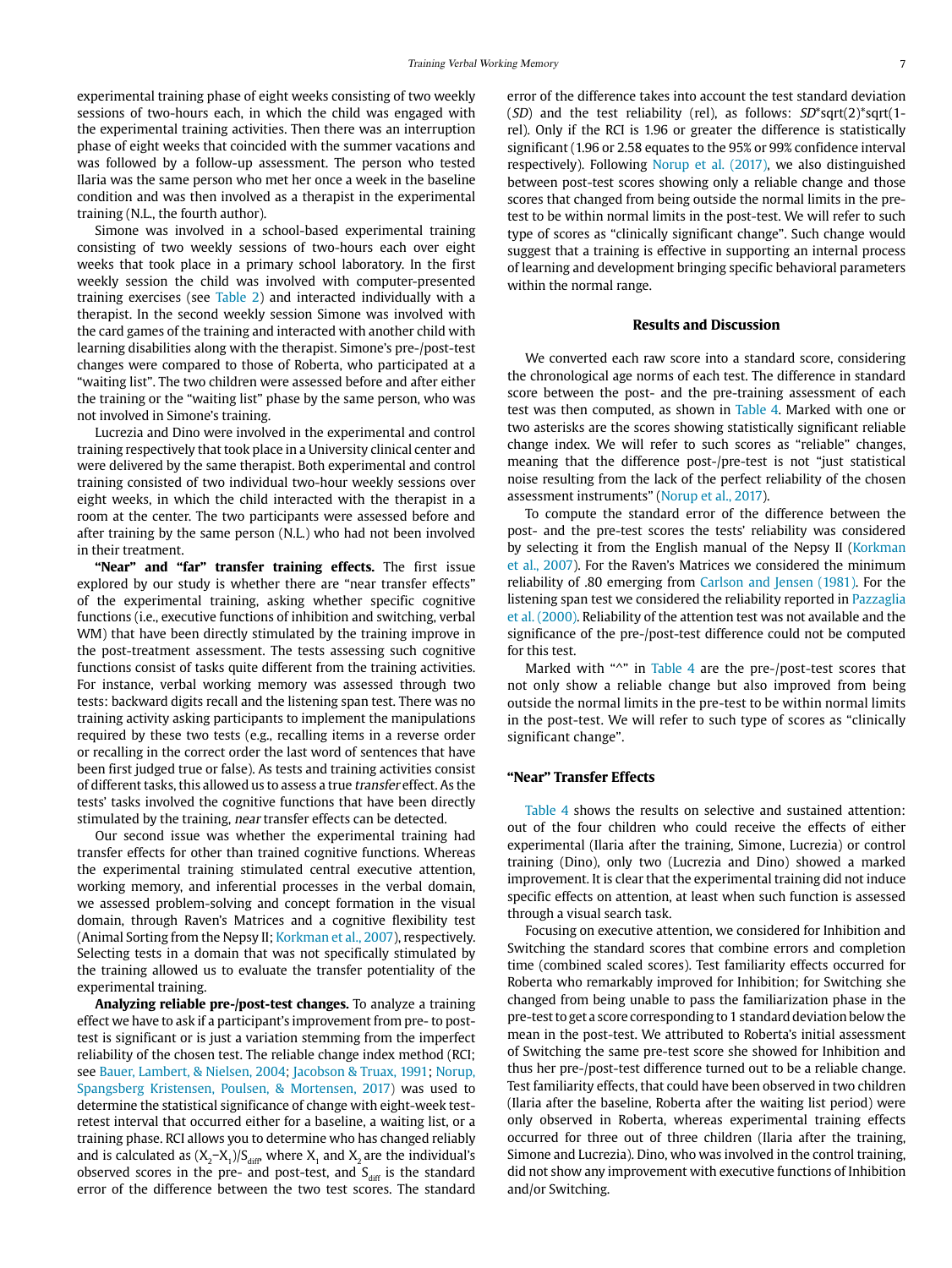experimental training phase of eight weeks consisting of two weekly sessions of two-hours each, in which the child was engaged with the experimental training activities. Then there was an interruption phase of eight weeks that coincided with the summer vacations and was followed by a follow-up assessment. The person who tested Ilaria was the same person who met her once a week in the baseline condition and was then involved as a therapist in the experimental training (N.L., the fourth author).

Simone was involved in a school-based experimental training consisting of two weekly sessions of two-hours each over eight weeks that took place in a primary school laboratory. In the first weekly session the child was involved with computer-presented training exercises (see Table 2) and interacted individually with a therapist. In the second weekly session Simone was involved with the card games of the training and interacted with another child with learning disabilities along with the therapist. Simone's pre-/post-test changes were compared to those of Roberta, who participated at a "waiting list". The two children were assessed before and after either the training or the "waiting list" phase by the same person, who was not involved in Simone's training.

Lucrezia and Dino were involved in the experimental and control training respectively that took place in a University clinical center and were delivered by the same therapist. Both experimental and control training consisted of two individual two-hour weekly sessions over eight weeks, in which the child interacted with the therapist in a room at the center. The two participants were assessed before and after training by the same person (N.L.) who had not been involved in their treatment.

**"Near" and "far" transfer training effects.** The first issue explored by our study is whether there are "near transfer effects" of the experimental training, asking whether specific cognitive functions (i.e., executive functions of inhibition and switching, verbal WM) that have been directly stimulated by the training improve in the post-treatment assessment. The tests assessing such cognitive functions consist of tasks quite different from the training activities. For instance, verbal working memory was assessed through two tests: backward digits recall and the listening span test. There was no training activity asking participants to implement the manipulations required by these two tests (e.g., recalling items in a reverse order or recalling in the correct order the last word of sentences that have been first judged true or false). As tests and training activities consist of different tasks, this allowed us to assess a true *transfer* effect. As the tests' tasks involved the cognitive functions that have been directly stimulated by the training, *near* transfer effects can be detected.

Our second issue was whether the experimental training had transfer effects for other than trained cognitive functions. Whereas the experimental training stimulated central executive attention, working memory, and inferential processes in the verbal domain, we assessed problem-solving and concept formation in the visual domain, through Raven's Matrices and a cognitive flexibility test (Animal Sorting from the Nepsy II; Korkman et al., 2007), respectively. Selecting tests in a domain that was not specifically stimulated by the training allowed us to evaluate the transfer potentiality of the experimental training.

**Analyzing reliable pre-/post-test changes.** To analyze a training effect we have to ask if a participant's improvement from pre- to post-test is significant or is just a variation stemming from the imperfect reliability of the chosen test. The reliable change index method (RCI; see Bauer, Lambert, & Nielsen, 2004; Jacobson & Truax, 1991; Norup, Spangsberg Kristensen, Poulsen, & Mortensen, 2017) was used to determine the statistical significance of change with eight-week test-retest interval that occurred either for a baseline, a waiting list, or a training phase. RCI allows you to determine who has changed reliably and is calculated as $(X_2-X_1)/S_{diff}$, where $X_1$ and $X_2$ are the individual's observed scores in the pre- and post-test, and $S_{diff}$ is the standard error of the difference between the two test scores. The standard error of the difference takes into account the test standard deviation (*SD*) and the test reliability (rel), as follows: *SD*\*sqrt(2)\*sqrt(1-rel). Only if the RCI is 1.96 or greater the difference is statistically significant (1.96 or 2.58 equates to the 95% or 99% confidence interval respectively). Following Norup et al. (2017), we also distinguished between post-test scores showing only a reliable change and those scores that changed from being outside the normal limits in the pre-test to be within normal limits in the post-test. We will refer to such type of scores as "clinically significant change". Such change would suggest that a training is effective in supporting an internal process of learning and development bringing specific behavioral parameters within the normal range.

## Results and Discussion

We converted each raw score into a standard score, considering the chronological age norms of each test. The difference in standard score between the post- and the pre-training assessment of each test was then computed, as shown in Table 4. Marked with one or two asterisks are the scores showing statistically significant reliable change index. We will refer to such scores as "reliable" changes, meaning that the difference post-/pre-test is not "just statistical noise resulting from the lack of the perfect reliability of the chosen assessment instruments" (Norup et al., 2017).

To compute the standard error of the difference between the post- and the pre-test scores the tests' reliability was considered by selecting it from the English manual of the Nepsy II (Korkman et al., 2007). For the Raven's Matrices we considered the minimum reliability of .80 emerging from Carlson and Jensen (1981). For the listening span test we considered the reliability reported in Pazzaglia et al. (2000). Reliability of the attention test was not available and the significance of the pre-/post-test difference could not be computed for this test.

Marked with "^" in Table 4 are the pre-/post-test scores that not only show a reliable change but also improved from being outside the normal limits in the pre-test to be within normal limits in the post-test. We will refer to such type of scores as "clinically significant change".

### "Near" Transfer Effects

Table 4 shows the results on selective and sustained attention: out of the four children who could receive the effects of either experimental (Ilaria after the training, Simone, Lucrezia) or control training (Dino), only two (Lucrezia and Dino) showed a marked improvement. It is clear that the experimental training did not induce specific effects on attention, at least when such function is assessed through a visual search task.

Focusing on executive attention, we considered for Inhibition and Switching the standard scores that combine errors and completion time (combined scaled scores). Test familiarity effects occurred for Roberta who remarkably improved for Inhibition; for Switching she changed from being unable to pass the familiarization phase in the pre-test to get a score corresponding to 1 standard deviation below the mean in the post-test. We attributed to Roberta's initial assessment of Switching the same pre-test score she showed for Inhibition and thus her pre-/post-test difference turned out to be a reliable change. Test familiarity effects, that could have been observed in two children (Ilaria after the baseline, Roberta after the waiting list period) were only observed in Roberta, whereas experimental training effects occurred for three out of three children (Ilaria after the training, Simone and Lucrezia). Dino, who was involved in the control training, did not show any improvement with executive functions of Inhibition and/or Switching.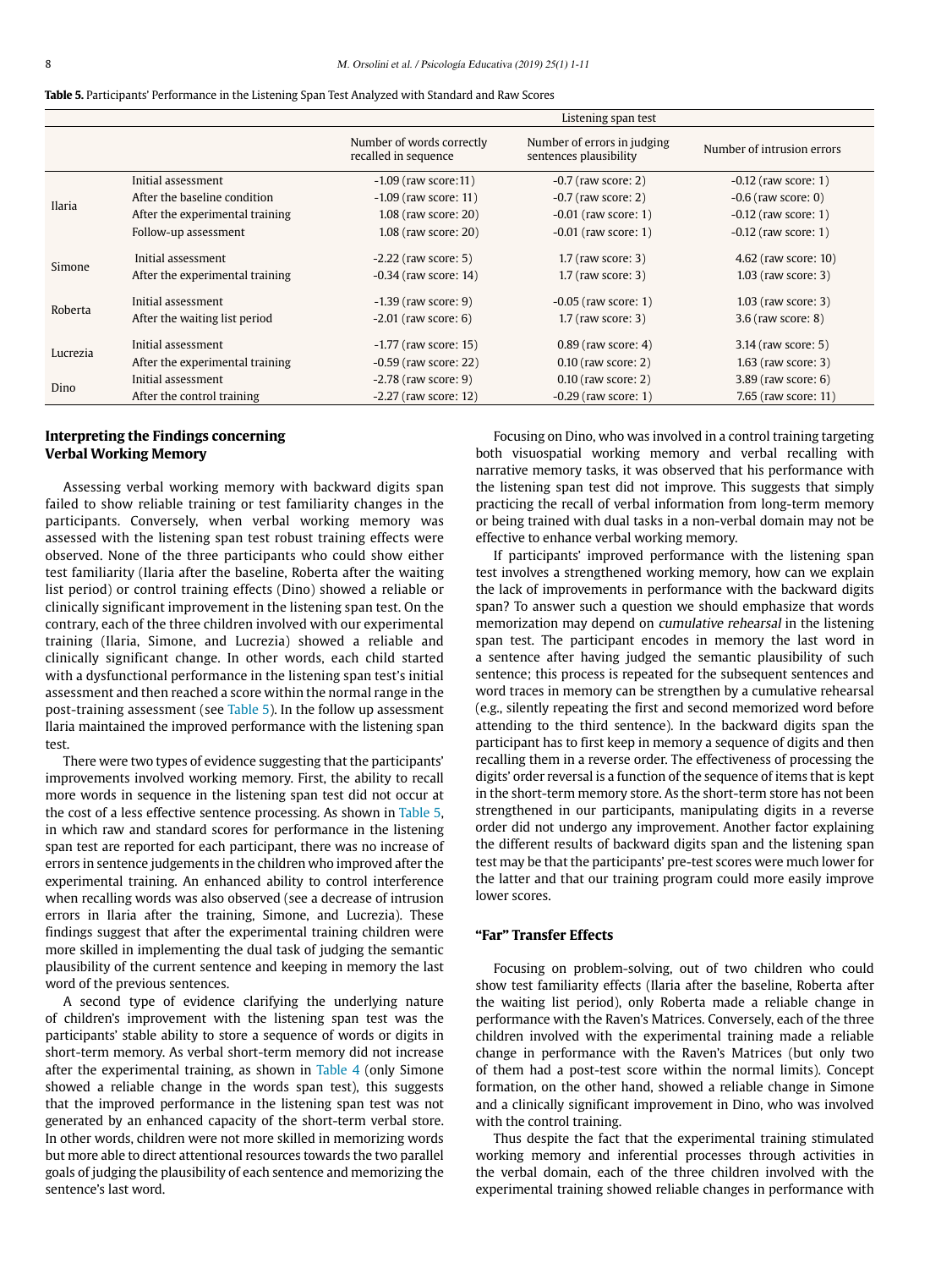**Table 5.** Participants' Performance in the Listening Span Test Analyzed with Standard and Raw Scores

| | | Listening span test | | |
|---|---|---|---|---|
| | | Number of words correctly recalled in sequence | Number of errors in judging sentences plausibility | Number of intrusion errors |
| Ilaria | Initial assessment | -1.09 (raw score:11) | -0.7 (raw score: 2) | -0.12 (raw score: 1) |
| | After the baseline condition | -1.09 (raw score: 11) | -0.7 (raw score: 2) | -0.6 (raw score: 0) |
| | After the experimental training | 1.08 (raw score: 20) | -0.01 (raw score: 1) | -0.12 (raw score: 1) |
| | Follow-up assessment | 1.08 (raw score: 20) | -0.01 (raw score: 1) | -0.12 (raw score: 1) |
| Simone | Initial assessment | -2.22 (raw score: 5) | 1.7 (raw score: 3) | 4.62 (raw score: 10) |
| | After the experimental training | -0.34 (raw score: 14) | 1.7 (raw score: 3) | 1.03 (raw score: 3) |
| Roberta | Initial assessment | -1.39 (raw score: 9) | -0.05 (raw score: 1) | 1.03 (raw score: 3) |
| | After the waiting list period | -2.01 (raw score: 6) | 1.7 (raw score: 3) | 3.6 (raw score: 8) |
| Lucrezia | Initial assessment | -1.77 (raw score: 15) | 0.89 (raw score: 4) | 3.14 (raw score: 5) |
| | After the experimental training | -0.59 (raw score: 22) | 0.10 (raw score: 2) | 1.63 (raw score: 3) |
| Dino | Initial assessment | -2.78 (raw score: 9) | 0.10 (raw score: 2) | 3.89 (raw score: 6) |
| | After the control training | -2.27 (raw score: 12) | -0.29 (raw score: 1) | 7.65 (raw score: 11) |

## Interpreting the Findings concerning Verbal Working Memory

Assessing verbal working memory with backward digits span failed to show reliable training or test familiarity changes in the participants. Conversely, when verbal working memory was assessed with the listening span test robust training effects were observed. None of the three participants who could show either test familiarity (Ilaria after the baseline, Roberta after the waiting list period) or control training effects (Dino) showed a reliable or clinically significant improvement in the listening span test. On the contrary, each of the three children involved with our experimental training (Ilaria, Simone, and Lucrezia) showed a reliable and clinically significant change. In other words, each child started with a dysfunctional performance in the listening span test's initial assessment and then reached a score within the normal range in the post-training assessment (see Table 5). In the follow up assessment Ilaria maintained the improved performance with the listening span test.

There were two types of evidence suggesting that the participants' improvements involved working memory. First, the ability to recall more words in sequence in the listening span test did not occur at the cost of a less effective sentence processing. As shown in Table 5, in which raw and standard scores for performance in the listening span test are reported for each participant, there was no increase of errors in sentence judgements in the children who improved after the experimental training. An enhanced ability to control interference when recalling words was also observed (see a decrease of intrusion errors in Ilaria after the training, Simone, and Lucrezia). These findings suggest that after the experimental training children were more skilled in implementing the dual task of judging the semantic plausibility of the current sentence and keeping in memory the last word of the previous sentences.

A second type of evidence clarifying the underlying nature of children's improvement with the listening span test was the participants' stable ability to store a sequence of words or digits in short-term memory. As verbal short-term memory did not increase after the experimental training, as shown in Table 4 (only Simone showed a reliable change in the words span test), this suggests that the improved performance in the listening span test was not generated by an enhanced capacity of the short-term verbal store. In other words, children were not more skilled in memorizing words but more able to direct attentional resources towards the two parallel goals of judging the plausibility of each sentence and memorizing the sentence's last word.

Focusing on Dino, who was involved in a control training targeting both visuospatial working memory and verbal recalling with narrative memory tasks, it was observed that his performance with the listening span test did not improve. This suggests that simply practicing the recall of verbal information from long-term memory or being trained with dual tasks in a non-verbal domain may not be effective to enhance verbal working memory.

If participants' improved performance with the listening span test involves a strengthened working memory, how can we explain the lack of improvements in performance with the backward digits span? To answer such a question we should emphasize that words memorization may depend on *cumulative rehearsal* in the listening span test. The participant encodes in memory the last word in a sentence after having judged the semantic plausibility of such sentence; this process is repeated for the subsequent sentences and word traces in memory can be strengthen by a cumulative rehearsal (e.g., silently repeating the first and second memorized word before attending to the third sentence). In the backward digits span the participant has to first keep in memory a sequence of digits and then recalling them in a reverse order. The effectiveness of processing the digits' order reversal is a function of the sequence of items that is kept in the short-term memory store. As the short-term store has not been strengthened in our participants, manipulating digits in a reverse order did not undergo any improvement. Another factor explaining the different results of backward digits span and the listening span test may be that the participants' pre-test scores were much lower for the latter and that our training program could more easily improve lower scores.

## "Far" Transfer Effects

Focusing on problem-solving, out of two children who could show test familiarity effects (Ilaria after the baseline, Roberta after the waiting list period), only Roberta made a reliable change in performance with the Raven's Matrices. Conversely, each of the three children involved with the experimental training made a reliable change in performance with the Raven's Matrices (but only two of them had a post-test score within the normal limits). Concept formation, on the other hand, showed a reliable change in Simone and a clinically significant improvement in Dino, who was involved with the control training.

Thus despite the fact that the experimental training stimulated working memory and inferential processes through activities in the verbal domain, each of the three children involved with the experimental training showed reliable changes in performance with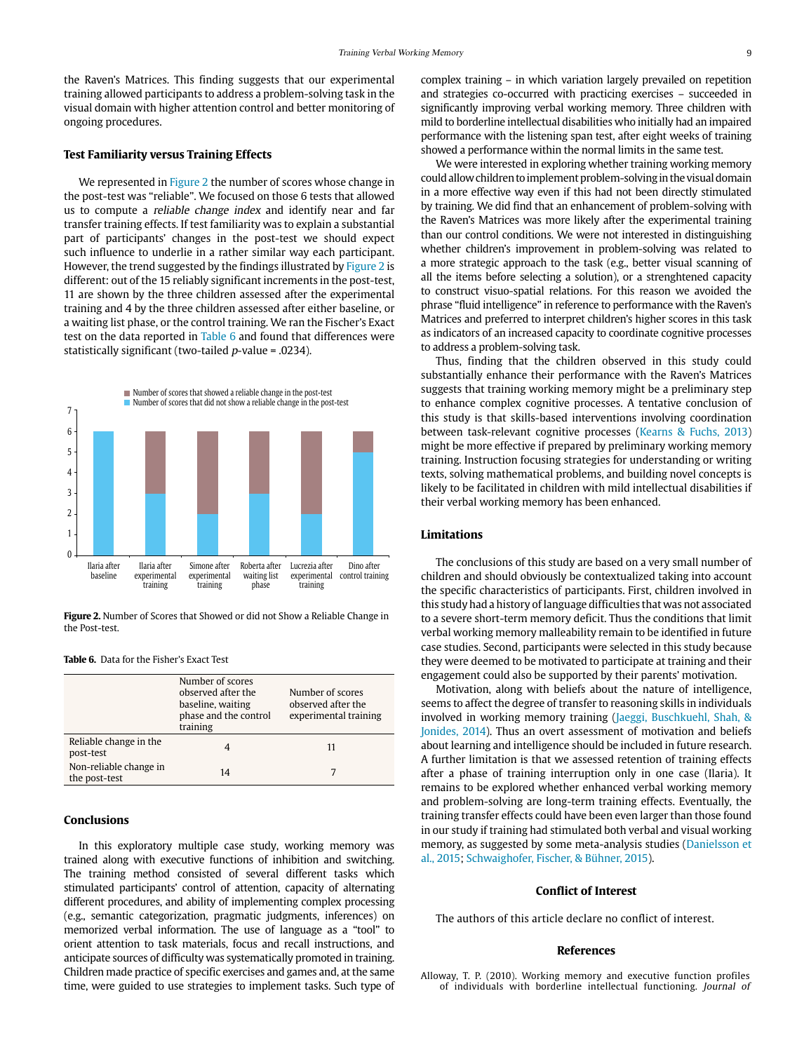the Raven's Matrices. This finding suggests that our experimental training allowed participants to address a problem-solving task in the visual domain with higher attention control and better monitoring of ongoing procedures.

### Test Familiarity versus Training Effects

We represented in Figure 2 the number of scores whose change in the post-test was "reliable". We focused on those 6 tests that allowed us to compute a *reliable change index* and identify near and far transfer training effects. If test familiarity was to explain a substantial part of participants' changes in the post-test we should expect such influence to underlie in a rather similar way each participant. However, the trend suggested by the findings illustrated by Figure 2 is different: out of the 15 reliably significant increments in the post-test, 11 are shown by the three children assessed after the experimental training and 4 by the three children assessed after either baseline, or a waiting list phase, or the control training. We ran the Fischer's Exact test on the data reported in Table 6 and found that differences were statistically significant (two-tailed *p*-value = .0234).

**Figure 2.** Number of Scores that Showed or did not Show a Reliable Change in the Post-test.

**Table 6.** Data for the Fisher's Exact Test

| | Number of scores observed after the baseline, waiting phase and the control training | Number of scores observed after the experimental training |
|---|---|---|
| Reliable change in the post-test | 4 | 11 |
| Non-reliable change in the post-test | 14 | 7 |

### Conclusions

In this exploratory multiple case study, working memory was trained along with executive functions of inhibition and switching. The training method consisted of several different tasks which stimulated participants' control of attention, capacity of alternating different procedures, and ability of implementing complex processing (e.g., semantic categorization, pragmatic judgments, inferences) on memorized verbal information. The use of language as a "tool" to orient attention to task materials, focus and recall instructions, and anticipate sources of difficulty was systematically promoted in training. Children made practice of specific exercises and games and, at the same time, were guided to use strategies to implement tasks. Such type of complex training – in which variation largely prevailed on repetition and strategies co-occurred with practicing exercises – succeeded in significantly improving verbal working memory. Three children with mild to borderline intellectual disabilities who initially had an impaired performance with the listening span test, after eight weeks of training showed a performance within the normal limits in the same test.

We were interested in exploring whether training working memory could allow children to implement problem-solving in the visual domain in a more effective way even if this had not been directly stimulated by training. We did find that an enhancement of problem-solving with the Raven's Matrices was more likely after the experimental training than our control conditions. We were not interested in distinguishing whether children's improvement in problem-solving was related to a more strategic approach to the task (e.g., better visual scanning of all the items before selecting a solution), or a strenghtened capacity to construct visuo-spatial relations. For this reason we avoided the phrase "fluid intelligence" in reference to performance with the Raven's Matrices and preferred to interpret children's higher scores in this task as indicators of an increased capacity to coordinate cognitive processes to address a problem-solving task.

Thus, finding that the children observed in this study could substantially enhance their performance with the Raven's Matrices suggests that training working memory might be a preliminary step to enhance complex cognitive processes. A tentative conclusion of this study is that skills-based interventions involving coordination between task-relevant cognitive processes (Kearns & Fuchs, 2013) might be more effective if prepared by preliminary working memory training. Instruction focusing strategies for understanding or writing texts, solving mathematical problems, and building novel concepts is likely to be facilitated in children with mild intellectual disabilities if their verbal working memory has been enhanced.

### Limitations

The conclusions of this study are based on a very small number of children and should obviously be contextualized taking into account the specific characteristics of participants. First, children involved in this study had a history of language difficulties that was not associated to a severe short-term memory deficit. Thus the conditions that limit verbal working memory malleability remain to be identified in future case studies. Second, participants were selected in this study because they were deemed to be motivated to participate at training and their engagement could also be supported by their parents' motivation.

Motivation, along with beliefs about the nature of intelligence, seems to affect the degree of transfer to reasoning skills in individuals involved in working memory training (Jaeggi, Buschkuehl, Shah, & Jonides, 2014). Thus an overt assessment of motivation and beliefs about learning and intelligence should be included in future research. A further limitation is that we assessed retention of training effects after a phase of training interruption only in one case (Ilaria). It remains to be explored whether enhanced verbal working memory and problem-solving are long-term training effects. Eventually, the training transfer effects could have been even larger than those found in our study if training had stimulated both verbal and visual working memory, as suggested by some meta-analysis studies (Danielsson et al., 2015; Schwaighofer, Fischer, & Bühner, 2015).

### Conflict of Interest

The authors of this article declare no conflict of interest.

### References

Alloway, T. P. (2010). Working memory and executive function profiles of individuals with borderline intellectual functioning. *Journal of*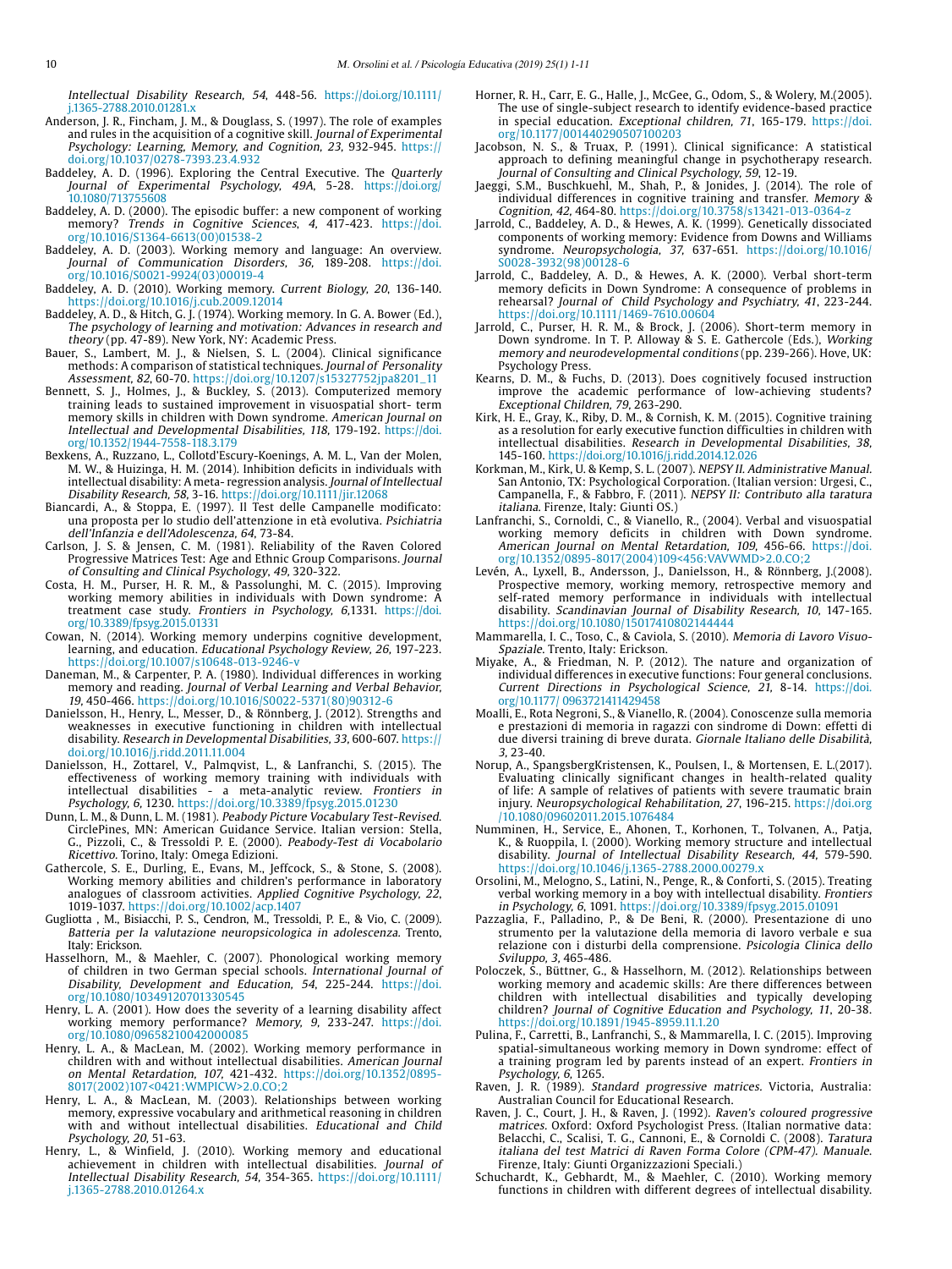Intellectual Disability Research, 54, 448-56. https://doi.org/10.1111/j.1365-2788.2010.01281.x

Anderson, J. R., Fincham, J. M., & Douglass, S. (1997). The role of examples and rules in the acquisition of a cognitive skill. *Journal of Experimental Psychology: Learning, Memory, and Cognition, 23*, 932-945. https://doi.org/10.1037/0278-7393.23.4.932

Baddeley, A. D. (1996). Exploring the Central Executive. The *Quarterly Journal of Experimental Psychology, 49A*, 5-28. https://doi.org/10.1080/713755608

Baddeley, A. D. (2000). The episodic buffer: a new component of working memory? *Trends in Cognitive Sciences, 4*, 417-423. https://doi.org/10.1016/S1364-6613(00)01538-2

Baddeley, A. D. (2003). Working memory and language: An overview. *Journal of Communication Disorders, 36*, 189-208. https://doi.org/10.1016/S0021-9924(03)00019-4

Baddeley, A. D. (2010). Working memory. *Current Biology, 20*, 136-140. https://doi.org/10.1016/j.cub.2009.12014

Baddeley, A. D., & Hitch, G. J. (1974). Working memory. In G. A. Bower (Ed.), *The psychology of learning and motivation: Advances in research and theory* (pp. 47-89). New York, NY: Academic Press.

Bauer, S., Lambert, M. J., & Nielsen, S. L. (2004). Clinical significance methods: A comparison of statistical techniques. *Journal of Personality Assessment, 82*, 60-70. https://doi.org/10.1207/s15327752jpa8201_11

Bennett, S. J., Holmes, J., & Buckley, S. (2013). Computerized memory training leads to sustained improvement in visuospatial short- term memory skills in children with Down syndrome. *American Journal on Intellectual and Developmental Disabilities, 118*, 179-192. https://doi.org/10.1352/1944-7558-118.3.179

Bexkens, A., Ruzzano, L., Collot'Escury-Koenings, A. M. L., Van der Molen, M. W., & Huizinga, H. M. (2014). Inhibition deficits in individuals with intellectual disability: A meta- regression analysis. *Journal of Intellectual Disability Research, 58*, 3-16. https://doi.org/10.1111/jir.12068

Biancardi, A., & Stoppa, E. (1997). Il Test delle Campanelle modificato: una proposta per lo studio dell'attenzione in età evolutiva. *Psichiatria dell'Infanzia e dell'Adolescenza, 64*, 73-84.

Carlson, J. S. & Jensen, C. M. (1981). Reliability of the Raven Colored Progressive Matrices Test: Age and Ethnic Group Comparisons. *Journal of Consulting and Clinical Psychology, 49*, 320-322.

Costa, H. M., Purser, H. R. M., & Passolunghi, M. C. (2015). Improving working memory abilities in individuals with Down syndrome: A treatment case study. *Frontiers in Psychology, 6*,1331. https://doi.org/10.3389/fpsyg.2015.01331

Cowan, N. (2014). Working memory underpins cognitive development, learning, and education. *Educational Psychology Review, 26*, 197-223. https://doi.org/10.1007/s10648-013-9246-y

Daneman, M., & Carpenter, P. A. (1980). Individual differences in working memory and reading. *Journal of Verbal Learning and Verbal Behavior, 19*, 450-466. https://doi.org/10.1016/S0022-5371(80)90312-6

Danielsson, H., Henry, L., Messer, D., & Rönnberg, J. (2012). Strengths and weaknesses in executive functioning in children with intellectual disability. *Research in Developmental Disabilities, 33*, 600-607. https://doi.org/10.1016/j.ridd.2011.11.004

Danielsson, H., Zottarel, V., Palmqvist, L., & Lanfranchi, S. (2015). The effectiveness of working memory training with individuals with intellectual disabilities - a meta-analytic review. *Frontiers in Psychology, 6*, 1230. https://doi.org/10.3389/fpsyg.2015.01230

Dunn, L. M., & Dunn, L. M. (1981). *Peabody Picture Vocabulary Test-Revised*. CirclePines, MN: American Guidance Service. Italian version: Stella, G., Pizzoli, C., & Tressoldi P. E. (2000). *Peabody-Test di Vocabolario Ricettivo*. Torino, Italy: Omega Edizioni.

Gathercole, S. E., Durling, E., Evans, M., Jeffcock, S., & Stone, S. (2008). Working memory abilities and children's performance in laboratory analogues of classroom activities. *Applied Cognitive Psychology, 22*, 1019-1037. https://doi.org/10.1002/acp.1407

Gugliotta , M., Bisiacchi, P. S., Cendron, M., Tressoldi, P. E., & Vio, C. (2009). *Batteria per la valutazione neuropsicologica in adolescenza*. Trento, Italy: Erickson.

Hasselhorn, M., & Maehler, C. (2007). Phonological working memory of children in two German special schools. *International Journal of Disability, Development and Education, 54*, 225-244. https://doi.org/10.1080/10349120701330545

Henry, L. A. (2001). How does the severity of a learning disability affect working memory performance? *Memory, 9*, 233-247. https://doi.org/10.1080/09658210042000085

Henry, L. A., & MacLean, M. (2002). Working memory performance in children with and without intellectual disabilities. *American Journal on Mental Retardation, 107*, 421-432. https://doi.org/10.1352/0895-8017(2002)107<0421:WMPICW>2.0.CO;2

Henry, L. A., & MacLean, M. (2003). Relationships between working memory, expressive vocabulary and arithmetical reasoning in children with and without intellectual disabilities. *Educational and Child Psychology, 20*, 51-63.

Henry, L., & Winfield, J. (2010). Working memory and educational achievement in children with intellectual disabilities. *Journal of Intellectual Disability Research, 54*, 354-365. https://doi.org/10.1111/j.1365-2788.2010.01264.x

Horner, R. H., Carr, E. G., Halle, J., McGee, G., Odom, S., & Wolery, M.(2005). The use of single-subject research to identify evidence-based practice in special education. *Exceptional children, 71*, 165-179. https://doi.org/10.1177/001440290507100203

Jacobson, N. S., & Truax, P. (1991). Clinical significance: A statistical approach to defining meaningful change in psychotherapy research. *Journal of Consulting and Clinical Psychology, 59*, 12-19.

Jaeggi, S.M., Buschkuehl, M., Shah, P., & Jonides, J. (2014). The role of individual differences in cognitive training and transfer. *Memory & Cognition, 42*, 464-80. https://doi.org/10.3758/s13421-013-0364-z

Jarrold, C., Baddeley, A. D., & Hewes, A. K. (1999). Genetically dissociated components of working memory: Evidence from Downs and Williams syndrome. *Neuropsychologia, 37*, 637-651. https://doi.org/10.1016/S0028-3932(98)00128-6

Jarrold, C., Baddeley, A. D., & Hewes, A. K. (2000). Verbal short-term memory deficits in Down Syndrome: A consequence of problems in rehearsal? *Journal of Child Psychology and Psychiatry, 41*, 223-244. https://doi.org/10.1111/1469-7610.00604

Jarrold, C., Purser, H. R. M., & Brock, J. (2006). Short-term memory in Down syndrome. In T. P. Alloway & S. E. Gathercole (Eds.), *Working memory and neurodevelopmental conditions* (pp. 239-266). Hove, UK: Psychology Press.

Kearns, D. M., & Fuchs, D. (2013). Does cognitively focused instruction improve the academic performance of low-achieving students? *Exceptional Children, 79*, 263-290.

Kirk, H. E., Gray, K., Riby, D. M., & Cornish, K. M. (2015). Cognitive training as a resolution for early executive function difficulties in children with intellectual disabilities. *Research in Developmental Disabilities, 38*, 145-160. https://doi.org/10.1016/j.ridd.2014.12.026

Korkman, M., Kirk, U. & Kemp, S. L. (2007). *NEPSY II. Administrative Manual*. San Antonio, TX: Psychological Corporation. (Italian version: Urgesi, C., Campanella, F., & Fabbro, F. (2011). *NEPSY II: Contributo alla taratura italiana*. Firenze, Italy: Giunti OS.)

Lanfranchi, S., Cornoldi, C., & Vianello, R., (2004). Verbal and visuospatial working memory deficits in children with Down syndrome. *American Journal on Mental Retardation, 109*, 456-66. https://doi.org/10.1352/0895-8017(2004)109<456:VAVWMD>2.0.CO;2

Levén, A., Lyxell, B., Andersson, J., Danielsson, H., & Rönnberg, J.(2008). Prospective memory, working memory, retrospective memory and self-rated memory performance in individuals with intellectual disability. *Scandinavian Journal of Disability Research, 10*, 147-165. https://doi.org/10.1080/15017410802144444

Mammarella, I. C., Toso, C., & Caviola, S. (2010). *Memoria di Lavoro Visuo-Spaziale*. Trento, Italy: Erickson.

Miyake, A., & Friedman, N. P. (2012). The nature and organization of individual differences in executive functions: Four general conclusions. *Current Directions in Psychological Science, 21*, 8-14. https://doi.org/10.1177/ 0963721411429458

Moalli, E., Rota Negroni, S., & Vianello, R. (2004). Conoscenze sulla memoria e prestazioni di memoria in ragazzi con sindrome di Down: effetti di due diversi training di breve durata. *Giornale Italiano delle Disabilità, 3*, 23-40.

Norup, A., SpangsbergKristensen, K., Poulsen, I., & Mortensen, E. L.(2017). Evaluating clinically significant changes in health-related quality of life: A sample of relatives of patients with severe traumatic brain injury. *Neuropsychological Rehabilitation, 27*, 196-215. https://doi.org/10.1080/09602011.2015.1076484

Numminen, H., Service, E., Ahonen, T., Korhonen, T., Tolvanen, A., Patja, K., & Ruoppila, I. (2000). Working memory structure and intellectual disability. *Journal of Intellectual Disability Research, 44*, 579-590. https://doi.org/10.1046/j.1365-2788.2000.00279.x

Orsolini, M., Melogno, S., Latini, N., Penge, R., & Conforti, S. (2015). Treating verbal working memory in a boy with intellectual disability. *Frontiers in Psychology, 6*, 1091. https://doi.org/10.3389/fpsyg.2015.01091

Pazzaglia, F., Palladino, P., & De Beni, R. (2000). Presentazione di uno strumento per la valutazione della memoria di lavoro verbale e sua relazione con i disturbi della comprensione. *Psicologia Clinica dello Sviluppo, 3*, 465-486.

Poloczek, S., Büttner, G., & Hasselhorn, M. (2012). Relationships between working memory and academic skills: Are there differences between children with intellectual disabilities and typically developing children? *Journal of Cognitive Education and Psychology, 11*, 20-38. https://doi.org/10.1891/1945-8959.11.1.20

Pulina, F., Carretti, B., Lanfranchi, S., & Mammarella, I. C. (2015). Improving spatial-simultaneous working memory in Down syndrome: effect of a training program led by parents instead of an expert. *Frontiers in Psychology, 6*, 1265.

Raven, J. R. (1989). *Standard progressive matrices*. Victoria, Australia: Australian Council for Educational Research.

Raven, J. C., Court, J. H., & Raven, J. (1992). *Raven's coloured progressive matrices*. Oxford: Oxford Psychologist Press. (Italian normative data: Belacchi, C., Scalisi, T. G., Cannoni, E., & Cornoldi C. (2008). *Taratura italiana del test Matrici di Raven Forma Colore (CPM-47). Manuale*. Firenze, Italy: Giunti Organizzazioni Speciali.)

Schuchardt, K., Gebhardt, M., & Maehler, C. (2010). Working memory functions in children with different degrees of intellectual disability.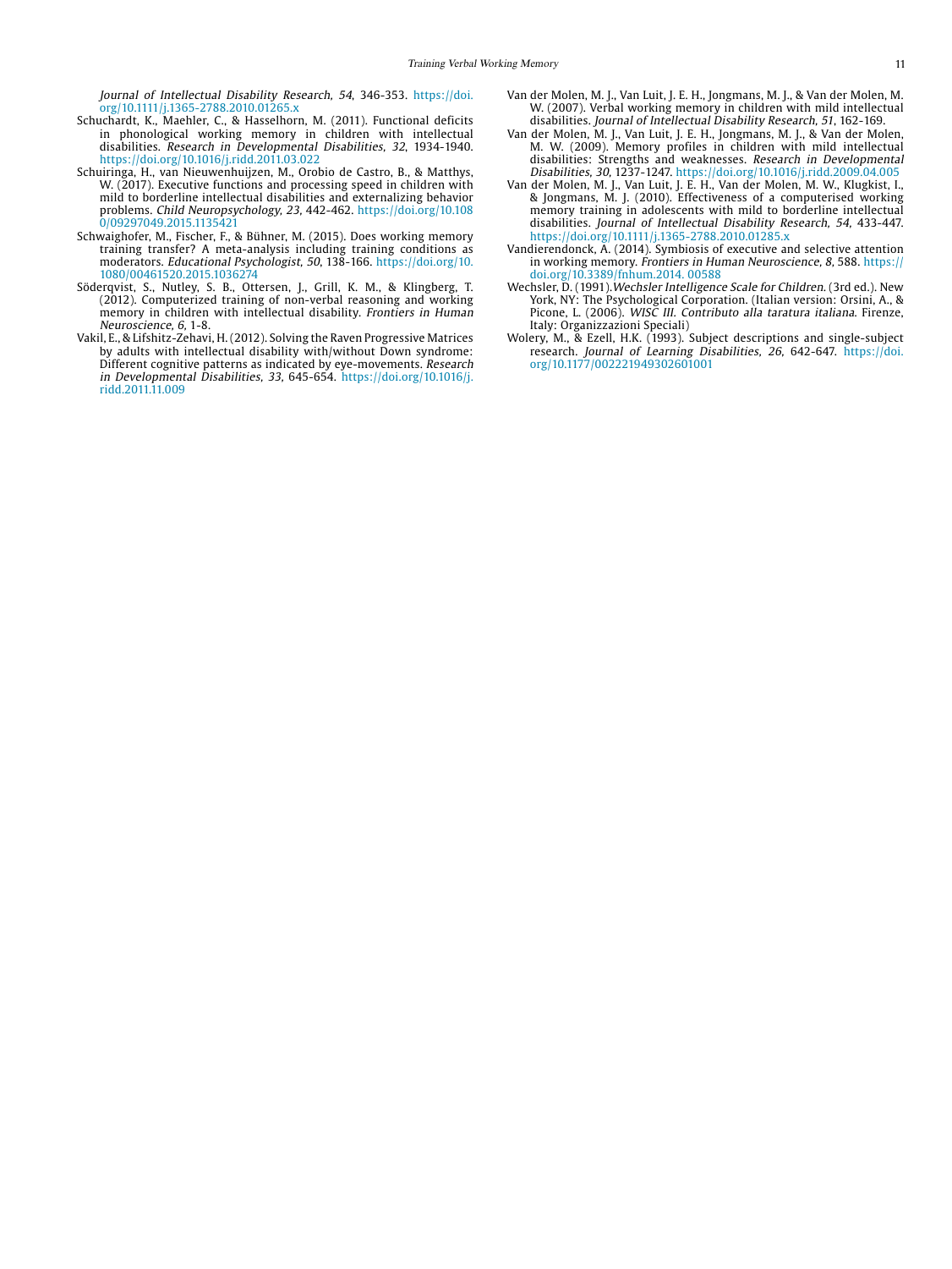*Journal of Intellectual Disability Research, 54*, 346-353. https://doi.org/10.1111/j.1365-2788.2010.01265.x

Schuchardt, K., Maehler, C., & Hasselhorn, M. (2011). Functional deficits in phonological working memory in children with intellectual disabilities. *Research in Developmental Disabilities, 32*, 1934-1940. https://doi.org/10.1016/j.ridd.2011.03.022

Schuiringa, H., van Nieuwenhuijzen, M., Orobio de Castro, B., & Matthys, W. (2017). Executive functions and processing speed in children with mild to borderline intellectual disabilities and externalizing behavior problems. *Child Neuropsychology, 23*, 442-462. https://doi.org/10.1080/09297049.2015.1135421

Schwaighofer, M., Fischer, F., & Bühner, M. (2015). Does working memory training transfer? A meta-analysis including training conditions as moderators. *Educational Psychologist, 50*, 138-166. https://doi.org/10.1080/00461520.2015.1036274

Söderqvist, S., Nutley, S. B., Ottersen, J., Grill, K. M., & Klingberg, T. (2012). Computerized training of non-verbal reasoning and working memory in children with intellectual disability. *Frontiers in Human Neuroscience, 6*, 1-8.

Vakil, E., & Lifshitz-Zehavi, H. (2012). Solving the Raven Progressive Matrices by adults with intellectual disability with/without Down syndrome: Different cognitive patterns as indicated by eye-movements. *Research in Developmental Disabilities, 33*, 645-654. https://doi.org/10.1016/j.ridd.2011.11.009

Van der Molen, M. J., Van Luit, J. E. H., Jongmans, M. J., & Van der Molen, M. W. (2007). Verbal working memory in children with mild intellectual disabilities. *Journal of Intellectual Disability Research, 51*, 162-169.

Van der Molen, M. J., Van Luit, J. E. H., Jongmans, M. J., & Van der Molen, M. W. (2009). Memory profiles in children with mild intellectual disabilities: Strengths and weaknesses. *Research in Developmental Disabilities, 30*, 1237-1247. https://doi.org/10.1016/j.ridd.2009.04.005

Van der Molen, M. J., Van Luit, J. E. H., Van der Molen, M. W., Klugkist, I., & Jongmans, M. J. (2010). Effectiveness of a computerised working memory training in adolescents with mild to borderline intellectual disabilities. *Journal of Intellectual Disability Research, 54*, 433-447. https://doi.org/10.1111/j.1365-2788.2010.01285.x

Vandierendonck, A. (2014). Symbiosis of executive and selective attention in working memory. *Frontiers in Human Neuroscience, 8*, 588. https://doi.org/10.3389/fnhum.2014. 00588

Wechsler, D. (1991). *Wechsler Intelligence Scale for Children.* (3rd ed.). New York, NY: The Psychological Corporation. (Italian version: Orsini, A., & Picone, L. (2006). *WISC III. Contributo alla taratura italiana.* Firenze, Italy: Organizzazioni Speciali)

Wolery, M., & Ezell, H.K. (1993). Subject descriptions and single-subject research. *Journal of Learning Disabilities, 26*, 642-647. https://doi.org/10.1177/002221949302601001